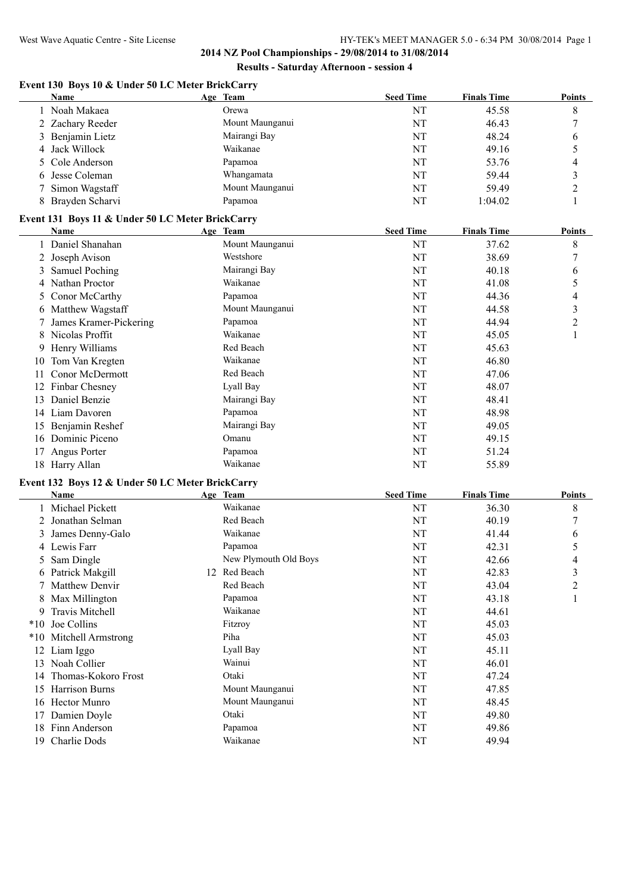2014 NZ Pool Championships - 29/08/2014 to 31/08/2014

**Results - Saturday Afternoon - session 4**

### Event 130 Boys 10 & Under 50 LC Meter BrickCarry

| | Name | Age | Team | Seed Time | Finals Time | Points |
|---|---|---|---|---|---|---|
| 1 | Noah Makaea | | Orewa | NT | 45.58 | 8 |
| 2 | Zachary Reeder | | Mount Maunganui | NT | 46.43 | 7 |
| 3 | Benjamin Lietz | | Mairangi Bay | NT | 48.24 | 6 |
| 4 | Jack Willock | | Waikanae | NT | 49.16 | 5 |
| 5 | Cole Anderson | | Papamoa | NT | 53.76 | 4 |
| 6 | Jesse Coleman | | Whangamata | NT | 59.44 | 3 |
| 7 | Simon Wagstaff | | Mount Maunganui | NT | 59.49 | 2 |
| 8 | Brayden Scharvi | | Papamoa | NT | 1:04.02 | 1 |

### Event 131 Boys 11 & Under 50 LC Meter BrickCarry

| | Name | Age | Team | Seed Time | Finals Time | Points |
|---|---|---|---|---|---|---|
| 1 | Daniel Shanahan | | Mount Maunganui | NT | 37.62 | 8 |
| 2 | Joseph Avison | | Westshore | NT | 38.69 | 7 |
| 3 | Samuel Poching | | Mairangi Bay | NT | 40.18 | 6 |
| 4 | Nathan Proctor | | Waikanae | NT | 41.08 | 5 |
| 5 | Conor McCarthy | | Papamoa | NT | 44.36 | 4 |
| 6 | Matthew Wagstaff | | Mount Maunganui | NT | 44.58 | 3 |
| 7 | James Kramer-Pickering | | Papamoa | NT | 44.94 | 2 |
| 8 | Nicolas Proffit | | Waikanae | NT | 45.05 | 1 |
| 9 | Henry Williams | | Red Beach | NT | 45.63 | |
| 10 | Tom Van Kregten | | Waikanae | NT | 46.80 | |
| 11 | Conor McDermott | | Red Beach | NT | 47.06 | |
| 12 | Finbar Chesney | | Lyall Bay | NT | 48.07 | |
| 13 | Daniel Benzie | | Mairangi Bay | NT | 48.41 | |
| 14 | Liam Davoren | | Papamoa | NT | 48.98 | |
| 15 | Benjamin Reshef | | Mairangi Bay | NT | 49.05 | |
| 16 | Dominic Piceno | | Omanu | NT | 49.15 | |
| 17 | Angus Porter | | Papamoa | NT | 51.24 | |
| 18 | Harry Allan | | Waikanae | NT | 55.89 | |

### Event 132 Boys 12 & Under 50 LC Meter BrickCarry

| | Name | Age | Team | Seed Time | Finals Time | Points |
|---|---|---|---|---|---|---|
| 1 | Michael Pickett | | Waikanae | NT | 36.30 | 8 |
| 2 | Jonathan Selman | | Red Beach | NT | 40.19 | 7 |
| 3 | James Denny-Galo | | Waikanae | NT | 41.44 | 6 |
| 4 | Lewis Farr | | Papamoa | NT | 42.31 | 5 |
| 5 | Sam Dingle | | New Plymouth Old Boys | NT | 42.66 | 4 |
| 6 | Patrick Makgill | 12 | Red Beach | NT | 42.83 | 3 |
| 7 | Matthew Denvir | | Red Beach | NT | 43.04 | 2 |
| 8 | Max Millington | | Papamoa | NT | 43.18 | 1 |
| 9 | Travis Mitchell | | Waikanae | NT | 44.61 | |
| *10 | Joe Collins | | Fitzroy | NT | 45.03 | |
| *10 | Mitchell Armstrong | | Piha | NT | 45.03 | |
| 12 | Liam Iggo | | Lyall Bay | NT | 45.11 | |
| 13 | Noah Collier | | Wainui | NT | 46.01 | |
| 14 | Thomas-Kokoro Frost | | Otaki | NT | 47.24 | |
| 15 | Harrison Burns | | Mount Maunganui | NT | 47.85 | |
| 16 | Hector Munro | | Mount Maunganui | NT | 48.45 | |
| 17 | Damien Doyle | | Otaki | NT | 49.80 | |
| 18 | Finn Anderson | | Papamoa | NT | 49.86 | |
| 19 | Charlie Dods | | Waikanae | NT | 49.94 | |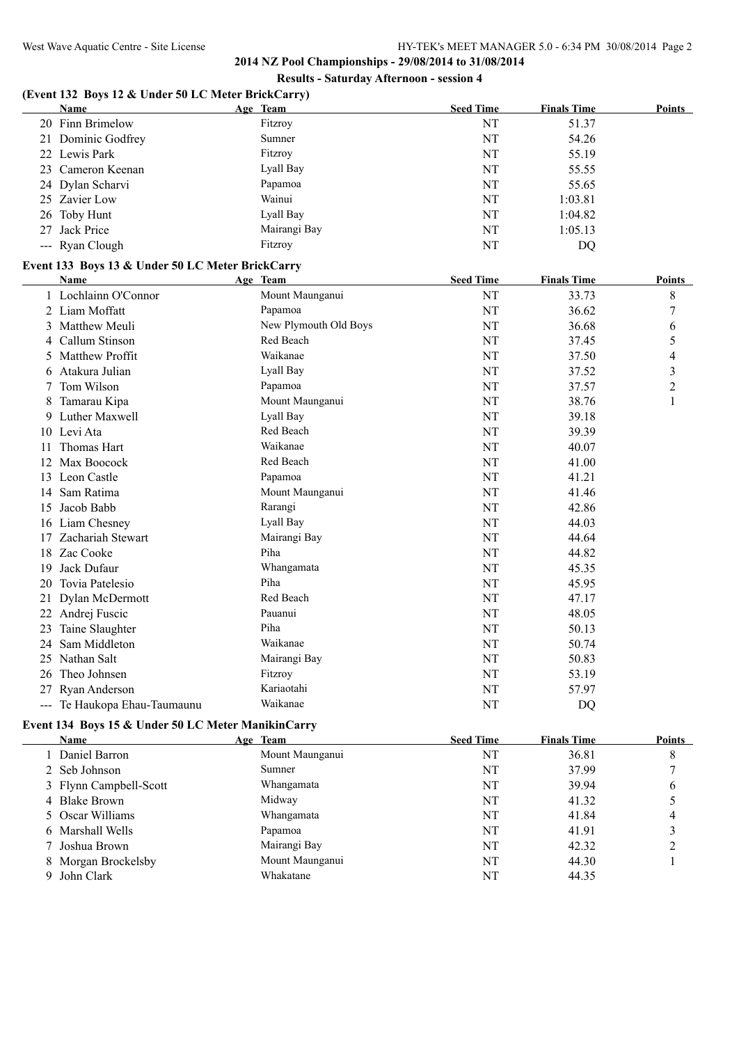**2014 NZ Pool Championships - 29/08/2014 to 31/08/2014**

**Results - Saturday Afternoon - session 4**

### (Event 132 Boys 12 & Under 50 LC Meter BrickCarry)

| | Name | Age | Team | Seed Time | Finals Time | Points |
|---|---|---|---|---|---|---|
| 20 | Finn Brimelow | | Fitzroy | NT | 51.37 | |
| 21 | Dominic Godfrey | | Sumner | NT | 54.26 | |
| 22 | Lewis Park | | Fitzroy | NT | 55.19 | |
| 23 | Cameron Keenan | | Lyall Bay | NT | 55.55 | |
| 24 | Dylan Scharvi | | Papamoa | NT | 55.65 | |
| 25 | Zavier Low | | Wainui | NT | 1:03.81 | |
| 26 | Toby Hunt | | Lyall Bay | NT | 1:04.82 | |
| 27 | Jack Price | | Mairangi Bay | NT | 1:05.13 | |
| --- | Ryan Clough | | Fitzroy | NT | DQ | |

### Event 133 Boys 13 & Under 50 LC Meter BrickCarry

| | Name | Age | Team | Seed Time | Finals Time | Points |
|---|---|---|---|---|---|---|
| 1 | Lochlainn O'Connor | | Mount Maunganui | NT | 33.73 | 8 |
| 2 | Liam Moffatt | | Papamoa | NT | 36.62 | 7 |
| 3 | Matthew Meuli | | New Plymouth Old Boys | NT | 36.68 | 6 |
| 4 | Callum Stinson | | Red Beach | NT | 37.45 | 5 |
| 5 | Matthew Proffit | | Waikanae | NT | 37.50 | 4 |
| 6 | Atakura Julian | | Lyall Bay | NT | 37.52 | 3 |
| 7 | Tom Wilson | | Papamoa | NT | 37.57 | 2 |
| 8 | Tamarau Kipa | | Mount Maunganui | NT | 38.76 | 1 |
| 9 | Luther Maxwell | | Lyall Bay | NT | 39.18 | |
| 10 | Levi Ata | | Red Beach | NT | 39.39 | |
| 11 | Thomas Hart | | Waikanae | NT | 40.07 | |
| 12 | Max Boocock | | Red Beach | NT | 41.00 | |
| 13 | Leon Castle | | Papamoa | NT | 41.21 | |
| 14 | Sam Ratima | | Mount Maunganui | NT | 41.46 | |
| 15 | Jacob Babb | | Rarangi | NT | 42.86 | |
| 16 | Liam Chesney | | Lyall Bay | NT | 44.03 | |
| 17 | Zachariah Stewart | | Mairangi Bay | NT | 44.64 | |
| 18 | Zac Cooke | | Piha | NT | 44.82 | |
| 19 | Jack Dufaur | | Whangamata | NT | 45.35 | |
| 20 | Tovia Patelesio | | Piha | NT | 45.95 | |
| 21 | Dylan McDermott | | Red Beach | NT | 47.17 | |
| 22 | Andrej Fuscic | | Pauanui | NT | 48.05 | |
| 23 | Taine Slaughter | | Piha | NT | 50.13 | |
| 24 | Sam Middleton | | Waikanae | NT | 50.74 | |
| 25 | Nathan Salt | | Mairangi Bay | NT | 50.83 | |
| 26 | Theo Johnsen | | Fitzroy | NT | 53.19 | |
| 27 | Ryan Anderson | | Kariaotahi | NT | 57.97 | |
| --- | Te Haukopa Ehau-Taumaunu | | Waikanae | NT | DQ | |

### Event 134 Boys 15 & Under 50 LC Meter ManikinCarry

| | Name | Age | Team | Seed Time | Finals Time | Points |
|---|---|---|---|---|---|---|
| 1 | Daniel Barron | | Mount Maunganui | NT | 36.81 | 8 |
| 2 | Seb Johnson | | Sumner | NT | 37.99 | 7 |
| 3 | Flynn Campbell-Scott | | Whangamata | NT | 39.94 | 6 |
| 4 | Blake Brown | | Midway | NT | 41.32 | 5 |
| 5 | Oscar Williams | | Whangamata | NT | 41.84 | 4 |
| 6 | Marshall Wells | | Papamoa | NT | 41.91 | 3 |
| 7 | Joshua Brown | | Mairangi Bay | NT | 42.32 | 2 |
| 8 | Morgan Brockelsby | | Mount Maunganui | NT | 44.30 | 1 |
| 9 | John Clark | | Whakatane | NT | 44.35 | |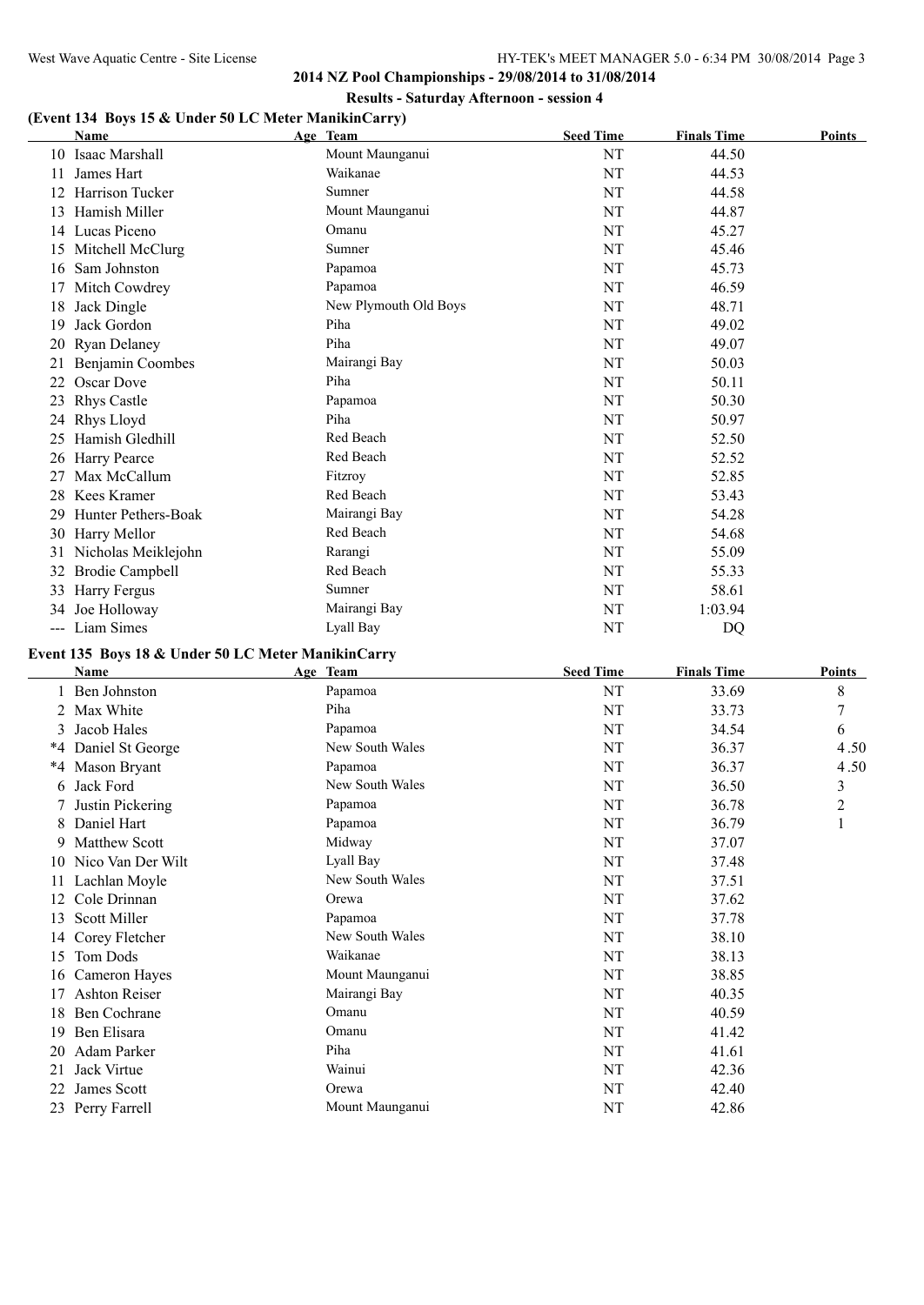## 2014 NZ Pool Championships - 29/08/2014 to 31/08/2014

### Results - Saturday Afternoon - session 4

### (Event 134 Boys 15 & Under 50 LC Meter ManikinCarry)

| | Name | Age | Team | Seed Time | Finals Time | Points |
|---|---|---|---|---|---|---|
| 10 | Isaac Marshall | | Mount Maunganui | NT | 44.50 | |
| 11 | James Hart | | Waikanae | NT | 44.53 | |
| 12 | Harrison Tucker | | Sumner | NT | 44.58 | |
| 13 | Hamish Miller | | Mount Maunganui | NT | 44.87 | |
| 14 | Lucas Piceno | | Omanu | NT | 45.27 | |
| 15 | Mitchell McClurg | | Sumner | NT | 45.46 | |
| 16 | Sam Johnston | | Papamoa | NT | 45.73 | |
| 17 | Mitch Cowdrey | | Papamoa | NT | 46.59 | |
| 18 | Jack Dingle | | New Plymouth Old Boys | NT | 48.71 | |
| 19 | Jack Gordon | | Piha | NT | 49.02 | |
| 20 | Ryan Delaney | | Piha | NT | 49.07 | |
| 21 | Benjamin Coombes | | Mairangi Bay | NT | 50.03 | |
| 22 | Oscar Dove | | Piha | NT | 50.11 | |
| 23 | Rhys Castle | | Papamoa | NT | 50.30 | |
| 24 | Rhys Lloyd | | Piha | NT | 50.97 | |
| 25 | Hamish Gledhill | | Red Beach | NT | 52.50 | |
| 26 | Harry Pearce | | Red Beach | NT | 52.52 | |
| 27 | Max McCallum | | Fitzroy | NT | 52.85 | |
| 28 | Kees Kramer | | Red Beach | NT | 53.43 | |
| 29 | Hunter Pethers-Boak | | Mairangi Bay | NT | 54.28 | |
| 30 | Harry Mellor | | Red Beach | NT | 54.68 | |
| 31 | Nicholas Meiklejohn | | Rarangi | NT | 55.09 | |
| 32 | Brodie Campbell | | Red Beach | NT | 55.33 | |
| 33 | Harry Fergus | | Sumner | NT | 58.61 | |
| 34 | Joe Holloway | | Mairangi Bay | NT | 1:03.94 | |
| --- | Liam Simes | | Lyall Bay | NT | DQ | |

### Event 135 Boys 18 & Under 50 LC Meter ManikinCarry

| | Name | Age | Team | Seed Time | Finals Time | Points |
|---|---|---|---|---|---|---|
| 1 | Ben Johnston | | Papamoa | NT | 33.69 | 8 |
| 2 | Max White | | Piha | NT | 33.73 | 7 |
| 3 | Jacob Hales | | Papamoa | NT | 34.54 | 6 |
| *4 | Daniel St George | | New South Wales | NT | 36.37 | 4.50 |
| *4 | Mason Bryant | | Papamoa | NT | 36.37 | 4.50 |
| 6 | Jack Ford | | New South Wales | NT | 36.50 | 3 |
| 7 | Justin Pickering | | Papamoa | NT | 36.78 | 2 |
| 8 | Daniel Hart | | Papamoa | NT | 36.79 | 1 |
| 9 | Matthew Scott | | Midway | NT | 37.07 | |
| 10 | Nico Van Der Wilt | | Lyall Bay | NT | 37.48 | |
| 11 | Lachlan Moyle | | New South Wales | NT | 37.51 | |
| 12 | Cole Drinnan | | Orewa | NT | 37.62 | |
| 13 | Scott Miller | | Papamoa | NT | 37.78 | |
| 14 | Corey Fletcher | | New South Wales | NT | 38.10 | |
| 15 | Tom Dods | | Waikanae | NT | 38.13 | |
| 16 | Cameron Hayes | | Mount Maunganui | NT | 38.85 | |
| 17 | Ashton Reiser | | Mairangi Bay | NT | 40.35 | |
| 18 | Ben Cochrane | | Omanu | NT | 40.59 | |
| 19 | Ben Elisara | | Omanu | NT | 41.42 | |
| 20 | Adam Parker | | Piha | NT | 41.61 | |
| 21 | Jack Virtue | | Wainui | NT | 42.36 | |
| 22 | James Scott | | Orewa | NT | 42.40 | |
| 23 | Perry Farrell | | Mount Maunganui | NT | 42.86 | |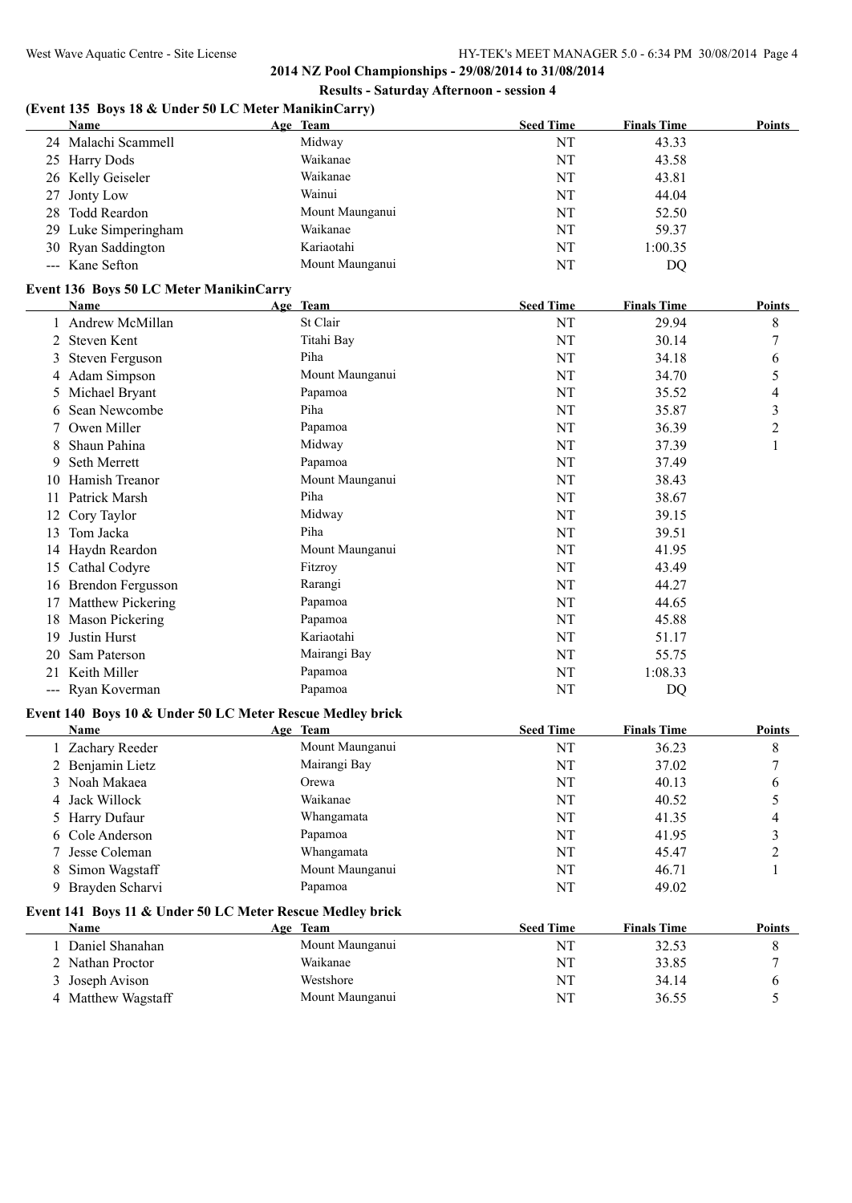## 2014 NZ Pool Championships - 29/08/2014 to 31/08/2014

### Results - Saturday Afternoon - session 4

### (Event 135 Boys 18 & Under 50 LC Meter ManikinCarry)

| | Name | Age | Team | Seed Time | Finals Time | Points |
|---|---|---|---|---|---|---|
| 24 | Malachi Scammell | | Midway | NT | 43.33 | |
| 25 | Harry Dods | | Waikanae | NT | 43.58 | |
| 26 | Kelly Geiseler | | Waikanae | NT | 43.81 | |
| 27 | Jonty Low | | Wainui | NT | 44.04 | |
| 28 | Todd Reardon | | Mount Maunganui | NT | 52.50 | |
| 29 | Luke Simperingham | | Waikanae | NT | 59.37 | |
| 30 | Ryan Saddington | | Kariaotahi | NT | 1:00.35 | |
| --- | Kane Sefton | | Mount Maunganui | NT | DQ | |

### Event 136 Boys 50 LC Meter ManikinCarry

| | Name | Age | Team | Seed Time | Finals Time | Points |
|---|---|---|---|---|---|---|
| 1 | Andrew McMillan | | St Clair | NT | 29.94 | 8 |
| 2 | Steven Kent | | Titahi Bay | NT | 30.14 | 7 |
| 3 | Steven Ferguson | | Piha | NT | 34.18 | 6 |
| 4 | Adam Simpson | | Mount Maunganui | NT | 34.70 | 5 |
| 5 | Michael Bryant | | Papamoa | NT | 35.52 | 4 |
| 6 | Sean Newcombe | | Piha | NT | 35.87 | 3 |
| 7 | Owen Miller | | Papamoa | NT | 36.39 | 2 |
| 8 | Shaun Pahina | | Midway | NT | 37.39 | 1 |
| 9 | Seth Merrett | | Papamoa | NT | 37.49 | |
| 10 | Hamish Treanor | | Mount Maunganui | NT | 38.43 | |
| 11 | Patrick Marsh | | Piha | NT | 38.67 | |
| 12 | Cory Taylor | | Midway | NT | 39.15 | |
| 13 | Tom Jacka | | Piha | NT | 39.51 | |
| 14 | Haydn Reardon | | Mount Maunganui | NT | 41.95 | |
| 15 | Cathal Codyre | | Fitzroy | NT | 43.49 | |
| 16 | Brendon Fergusson | | Rarangi | NT | 44.27 | |
| 17 | Matthew Pickering | | Papamoa | NT | 44.65 | |
| 18 | Mason Pickering | | Papamoa | NT | 45.88 | |
| 19 | Justin Hurst | | Kariaotahi | NT | 51.17 | |
| 20 | Sam Paterson | | Mairangi Bay | NT | 55.75 | |
| 21 | Keith Miller | | Papamoa | NT | 1:08.33 | |
| --- | Ryan Koverman | | Papamoa | NT | DQ | |

### Event 140 Boys 10 & Under 50 LC Meter Rescue Medley brick

| | Name | Age | Team | Seed Time | Finals Time | Points |
|---|---|---|---|---|---|---|
| 1 | Zachary Reeder | | Mount Maunganui | NT | 36.23 | 8 |
| 2 | Benjamin Lietz | | Mairangi Bay | NT | 37.02 | 7 |
| 3 | Noah Makaea | | Orewa | NT | 40.13 | 6 |
| 4 | Jack Willock | | Waikanae | NT | 40.52 | 5 |
| 5 | Harry Dufaur | | Whangamata | NT | 41.35 | 4 |
| 6 | Cole Anderson | | Papamoa | NT | 41.95 | 3 |
| 7 | Jesse Coleman | | Whangamata | NT | 45.47 | 2 |
| 8 | Simon Wagstaff | | Mount Maunganui | NT | 46.71 | 1 |
| 9 | Brayden Scharvi | | Papamoa | NT | 49.02 | |

### Event 141 Boys 11 & Under 50 LC Meter Rescue Medley brick

| | Name | Age | Team | Seed Time | Finals Time | Points |
|---|---|---|---|---|---|---|
| 1 | Daniel Shanahan | | Mount Maunganui | NT | 32.53 | 8 |
| 2 | Nathan Proctor | | Waikanae | NT | 33.85 | 7 |
| 3 | Joseph Avison | | Westshore | NT | 34.14 | 6 |
| 4 | Matthew Wagstaff | | Mount Maunganui | NT | 36.55 | 5 |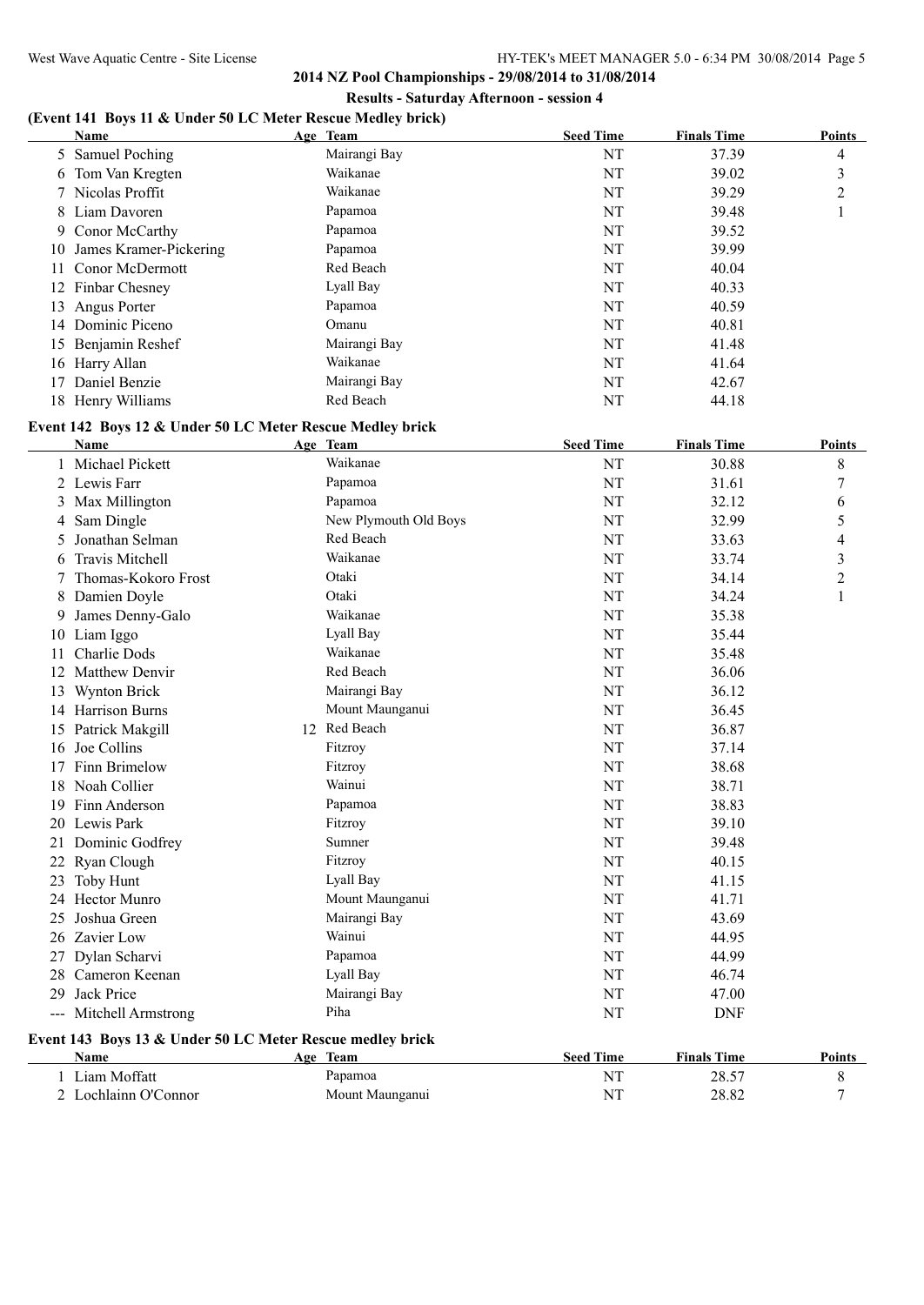## 2014 NZ Pool Championships - 29/08/2014 to 31/08/2014

### Results - Saturday Afternoon - session 4

### (Event 141 Boys 11 & Under 50 LC Meter Rescue Medley brick)

| | Name | Age | Team | Seed Time | Finals Time | Points |
|---|---|---|---|---|---|---|
| 5 | Samuel Poching | | Mairangi Bay | NT | 37.39 | 4 |
| 6 | Tom Van Kregten | | Waikanae | NT | 39.02 | 3 |
| 7 | Nicolas Proffit | | Waikanae | NT | 39.29 | 2 |
| 8 | Liam Davoren | | Papamoa | NT | 39.48 | 1 |
| 9 | Conor McCarthy | | Papamoa | NT | 39.52 | |
| 10 | James Kramer-Pickering | | Papamoa | NT | 39.99 | |
| 11 | Conor McDermott | | Red Beach | NT | 40.04 | |
| 12 | Finbar Chesney | | Lyall Bay | NT | 40.33 | |
| 13 | Angus Porter | | Papamoa | NT | 40.59 | |
| 14 | Dominic Piceno | | Omanu | NT | 40.81 | |
| 15 | Benjamin Reshef | | Mairangi Bay | NT | 41.48 | |
| 16 | Harry Allan | | Waikanae | NT | 41.64 | |
| 17 | Daniel Benzie | | Mairangi Bay | NT | 42.67 | |
| 18 | Henry Williams | | Red Beach | NT | 44.18 | |

### Event 142 Boys 12 & Under 50 LC Meter Rescue Medley brick

| | Name | Age | Team | Seed Time | Finals Time | Points |
|---|---|---|---|---|---|---|
| 1 | Michael Pickett | | Waikanae | NT | 30.88 | 8 |
| 2 | Lewis Farr | | Papamoa | NT | 31.61 | 7 |
| 3 | Max Millington | | Papamoa | NT | 32.12 | 6 |
| 4 | Sam Dingle | | New Plymouth Old Boys | NT | 32.99 | 5 |
| 5 | Jonathan Selman | | Red Beach | NT | 33.63 | 4 |
| 6 | Travis Mitchell | | Waikanae | NT | 33.74 | 3 |
| 7 | Thomas-Kokoro Frost | | Otaki | NT | 34.14 | 2 |
| 8 | Damien Doyle | | Otaki | NT | 34.24 | 1 |
| 9 | James Denny-Galo | | Waikanae | NT | 35.38 | |
| 10 | Liam Iggo | | Lyall Bay | NT | 35.44 | |
| 11 | Charlie Dods | | Waikanae | NT | 35.48 | |
| 12 | Matthew Denvir | | Red Beach | NT | 36.06 | |
| 13 | Wynton Brick | | Mairangi Bay | NT | 36.12 | |
| 14 | Harrison Burns | | Mount Maunganui | NT | 36.45 | |
| 15 | Patrick Makgill | 12 | Red Beach | NT | 36.87 | |
| 16 | Joe Collins | | Fitzroy | NT | 37.14 | |
| 17 | Finn Brimelow | | Fitzroy | NT | 38.68 | |
| 18 | Noah Collier | | Wainui | NT | 38.71 | |
| 19 | Finn Anderson | | Papamoa | NT | 38.83 | |
| 20 | Lewis Park | | Fitzroy | NT | 39.10 | |
| 21 | Dominic Godfrey | | Sumner | NT | 39.48 | |
| 22 | Ryan Clough | | Fitzroy | NT | 40.15 | |
| 23 | Toby Hunt | | Lyall Bay | NT | 41.15 | |
| 24 | Hector Munro | | Mount Maunganui | NT | 41.71 | |
| 25 | Joshua Green | | Mairangi Bay | NT | 43.69 | |
| 26 | Zavier Low | | Wainui | NT | 44.95 | |
| 27 | Dylan Scharvi | | Papamoa | NT | 44.99 | |
| 28 | Cameron Keenan | | Lyall Bay | NT | 46.74 | |
| 29 | Jack Price | | Mairangi Bay | NT | 47.00 | |
| --- | Mitchell Armstrong | | Piha | NT | DNF | |

### Event 143 Boys 13 & Under 50 LC Meter Rescue medley brick

| | Name | Age | Team | Seed Time | Finals Time | Points |
|---|---|---|---|---|---|---|
| 1 | Liam Moffatt | | Papamoa | NT | 28.57 | 8 |
| 2 | Lochlainn O'Connor | | Mount Maunganui | NT | 28.82 | 7 |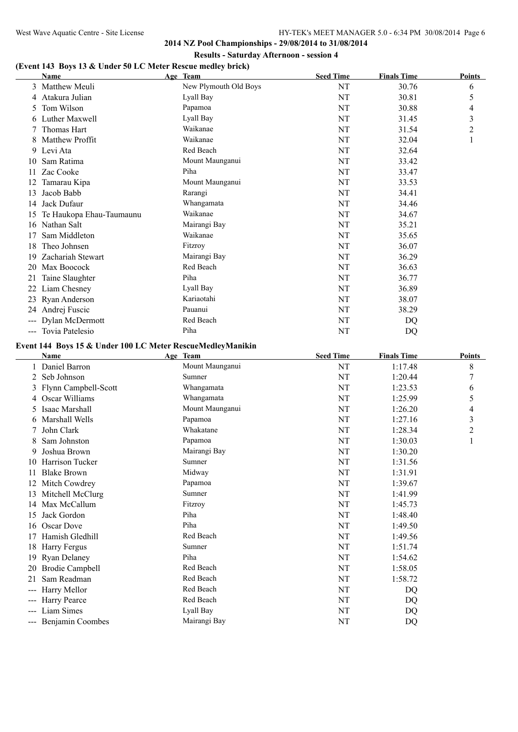**2014 NZ Pool Championships - 29/08/2014 to 31/08/2014**

**Results - Saturday Afternoon - session 4**

### (Event 143 Boys 13 & Under 50 LC Meter Rescue medley brick)

| | Name | Age | Team | Seed Time | Finals Time | Points |
|---|---|---|---|---|---|---|
| 3 | Matthew Meuli | | New Plymouth Old Boys | NT | 30.76 | 6 |
| 4 | Atakura Julian | | Lyall Bay | NT | 30.81 | 5 |
| 5 | Tom Wilson | | Papamoa | NT | 30.88 | 4 |
| 6 | Luther Maxwell | | Lyall Bay | NT | 31.45 | 3 |
| 7 | Thomas Hart | | Waikanae | NT | 31.54 | 2 |
| 8 | Matthew Proffit | | Waikanae | NT | 32.04 | 1 |
| 9 | Levi Ata | | Red Beach | NT | 32.64 | |
| 10 | Sam Ratima | | Mount Maunganui | NT | 33.42 | |
| 11 | Zac Cooke | | Piha | NT | 33.47 | |
| 12 | Tamarau Kipa | | Mount Maunganui | NT | 33.53 | |
| 13 | Jacob Babb | | Rarangi | NT | 34.41 | |
| 14 | Jack Dufaur | | Whangamata | NT | 34.46 | |
| 15 | Te Haukopa Ehau-Taumaunu | | Waikanae | NT | 34.67 | |
| 16 | Nathan Salt | | Mairangi Bay | NT | 35.21 | |
| 17 | Sam Middleton | | Waikanae | NT | 35.65 | |
| 18 | Theo Johnsen | | Fitzroy | NT | 36.07 | |
| 19 | Zachariah Stewart | | Mairangi Bay | NT | 36.29 | |
| 20 | Max Boocock | | Red Beach | NT | 36.63 | |
| 21 | Taine Slaughter | | Piha | NT | 36.77 | |
| 22 | Liam Chesney | | Lyall Bay | NT | 36.89 | |
| 23 | Ryan Anderson | | Kariaotahi | NT | 38.07 | |
| 24 | Andrej Fuscic | | Pauanui | NT | 38.29 | |
| --- | Dylan McDermott | | Red Beach | NT | DQ | |
| --- | Tovia Patelesio | | Piha | NT | DQ | |

### Event 144 Boys 15 & Under 100 LC Meter RescueMedleyManikin

| | Name | Age | Team | Seed Time | Finals Time | Points |
|---|---|---|---|---|---|---|
| 1 | Daniel Barron | | Mount Maunganui | NT | 1:17.48 | 8 |
| 2 | Seb Johnson | | Sumner | NT | 1:20.44 | 7 |
| 3 | Flynn Campbell-Scott | | Whangamata | NT | 1:23.53 | 6 |
| 4 | Oscar Williams | | Whangamata | NT | 1:25.99 | 5 |
| 5 | Isaac Marshall | | Mount Maunganui | NT | 1:26.20 | 4 |
| 6 | Marshall Wells | | Papamoa | NT | 1:27.16 | 3 |
| 7 | John Clark | | Whakatane | NT | 1:28.34 | 2 |
| 8 | Sam Johnston | | Papamoa | NT | 1:30.03 | 1 |
| 9 | Joshua Brown | | Mairangi Bay | NT | 1:30.20 | |
| 10 | Harrison Tucker | | Sumner | NT | 1:31.56 | |
| 11 | Blake Brown | | Midway | NT | 1:31.91 | |
| 12 | Mitch Cowdrey | | Papamoa | NT | 1:39.67 | |
| 13 | Mitchell McClurg | | Sumner | NT | 1:41.99 | |
| 14 | Max McCallum | | Fitzroy | NT | 1:45.73 | |
| 15 | Jack Gordon | | Piha | NT | 1:48.40 | |
| 16 | Oscar Dove | | Piha | NT | 1:49.50 | |
| 17 | Hamish Gledhill | | Red Beach | NT | 1:49.56 | |
| 18 | Harry Fergus | | Sumner | NT | 1:51.74 | |
| 19 | Ryan Delaney | | Piha | NT | 1:54.62 | |
| 20 | Brodie Campbell | | Red Beach | NT | 1:58.05 | |
| 21 | Sam Readman | | Red Beach | NT | 1:58.72 | |
| --- | Harry Mellor | | Red Beach | NT | DQ | |
| --- | Harry Pearce | | Red Beach | NT | DQ | |
| --- | Liam Simes | | Lyall Bay | NT | DQ | |
| --- | Benjamin Coombes | | Mairangi Bay | NT | DQ | |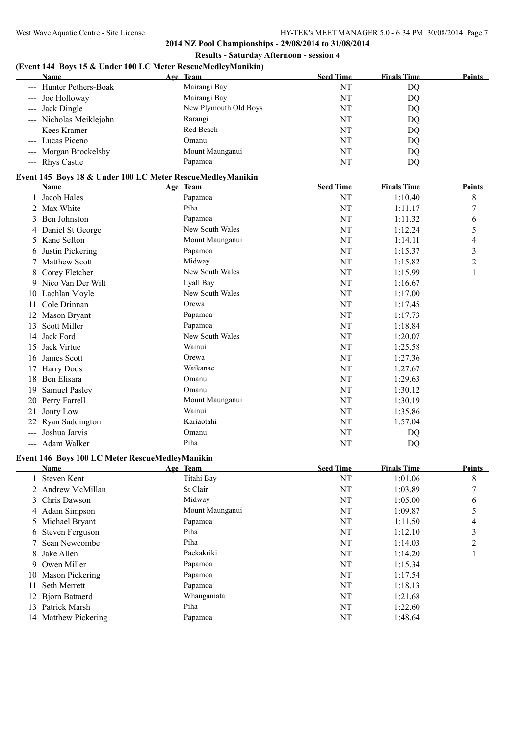## 2014 NZ Pool Championships - 29/08/2014 to 31/08/2014

### Results - Saturday Afternoon - session 4

### (Event 144 Boys 15 & Under 100 LC Meter RescueMedleyManikin)

| | Name | Age | Team | Seed Time | Finals Time | Points |
|---|---|---|---|---|---|---|
| --- | Hunter Pethers-Boak | | Mairangi Bay | NT | DQ | |
| --- | Joe Holloway | | Mairangi Bay | NT | DQ | |
| --- | Jack Dingle | | New Plymouth Old Boys | NT | DQ | |
| --- | Nicholas Meiklejohn | | Rarangi | NT | DQ | |
| --- | Kees Kramer | | Red Beach | NT | DQ | |
| --- | Lucas Piceno | | Omanu | NT | DQ | |
| --- | Morgan Brockelsby | | Mount Maunganui | NT | DQ | |
| --- | Rhys Castle | | Papamoa | NT | DQ | |

### Event 145 Boys 18 & Under 100 LC Meter RescueMedleyManikin

| | Name | Age | Team | Seed Time | Finals Time | Points |
|---|---|---|---|---|---|---|
| 1 | Jacob Hales | | Papamoa | NT | 1:10.40 | 8 |
| 2 | Max White | | Piha | NT | 1:11.17 | 7 |
| 3 | Ben Johnston | | Papamoa | NT | 1:11.32 | 6 |
| 4 | Daniel St George | | New South Wales | NT | 1:12.24 | 5 |
| 5 | Kane Sefton | | Mount Maunganui | NT | 1:14.11 | 4 |
| 6 | Justin Pickering | | Papamoa | NT | 1:15.37 | 3 |
| 7 | Matthew Scott | | Midway | NT | 1:15.82 | 2 |
| 8 | Corey Fletcher | | New South Wales | NT | 1:15.99 | 1 |
| 9 | Nico Van Der Wilt | | Lyall Bay | NT | 1:16.67 | |
| 10 | Lachlan Moyle | | New South Wales | NT | 1:17.00 | |
| 11 | Cole Drinnan | | Orewa | NT | 1:17.45 | |
| 12 | Mason Bryant | | Papamoa | NT | 1:17.73 | |
| 13 | Scott Miller | | Papamoa | NT | 1:18.84 | |
| 14 | Jack Ford | | New South Wales | NT | 1:20.07 | |
| 15 | Jack Virtue | | Wainui | NT | 1:25.58 | |
| 16 | James Scott | | Orewa | NT | 1:27.36 | |
| 17 | Harry Dods | | Waikanae | NT | 1:27.67 | |
| 18 | Ben Elisara | | Omanu | NT | 1:29.63 | |
| 19 | Samuel Pasley | | Omanu | NT | 1:30.12 | |
| 20 | Perry Farrell | | Mount Maunganui | NT | 1:30.19 | |
| 21 | Jonty Low | | Wainui | NT | 1:35.86 | |
| 22 | Ryan Saddington | | Kariaotahi | NT | 1:57.04 | |
| --- | Joshua Jarvis | | Omanu | NT | DQ | |
| --- | Adam Walker | | Piha | NT | DQ | |

### Event 146 Boys 100 LC Meter RescueMedleyManikin

| | Name | Age | Team | Seed Time | Finals Time | Points |
|---|---|---|---|---|---|---|
| 1 | Steven Kent | | Titahi Bay | NT | 1:01.06 | 8 |
| 2 | Andrew McMillan | | St Clair | NT | 1:03.89 | 7 |
| 3 | Chris Dawson | | Midway | NT | 1:05.00 | 6 |
| 4 | Adam Simpson | | Mount Maunganui | NT | 1:09.87 | 5 |
| 5 | Michael Bryant | | Papamoa | NT | 1:11.50 | 4 |
| 6 | Steven Ferguson | | Piha | NT | 1:12.10 | 3 |
| 7 | Sean Newcombe | | Piha | NT | 1:14.03 | 2 |
| 8 | Jake Allen | | Paekakriki | NT | 1:14.20 | 1 |
| 9 | Owen Miller | | Papamoa | NT | 1:15.34 | |
| 10 | Mason Pickering | | Papamoa | NT | 1:17.54 | |
| 11 | Seth Merrett | | Papamoa | NT | 1:18.13 | |
| 12 | Bjorn Battaerd | | Whangamata | NT | 1:21.68 | |
| 13 | Patrick Marsh | | Piha | NT | 1:22.60 | |
| 14 | Matthew Pickering | | Papamoa | NT | 1:48.64 | |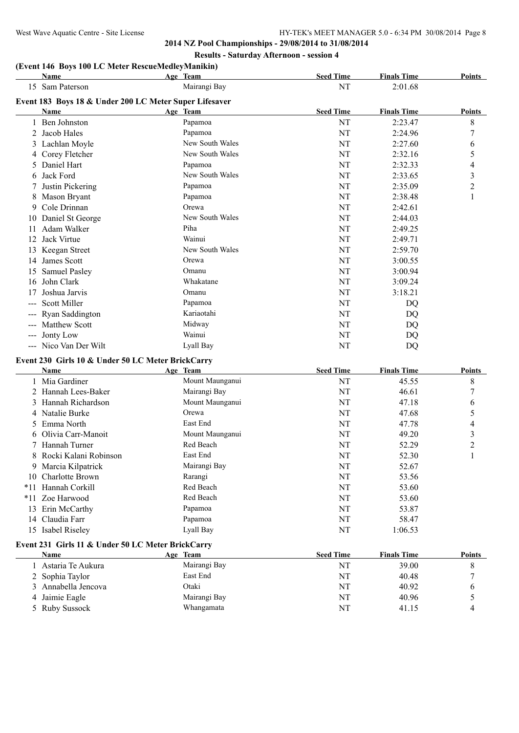**2014 NZ Pool Championships - 29/08/2014 to 31/08/2014**

**Results - Saturday Afternoon - session 4**

### (Event 146 Boys 100 LC Meter RescueMedleyManikin)

| | Name | Age | Team | Seed Time | Finals Time | Points |
|---|---|---|---|---|---|---|
| 15 | Sam Paterson | | Mairangi Bay | NT | 2:01.68 | |

### Event 183 Boys 18 & Under 200 LC Meter Super Lifesaver

| | Name | Age | Team | Seed Time | Finals Time | Points |
|---|---|---|---|---|---|---|
| 1 | Ben Johnston | | Papamoa | NT | 2:23.47 | 8 |
| 2 | Jacob Hales | | Papamoa | NT | 2:24.96 | 7 |
| 3 | Lachlan Moyle | | New South Wales | NT | 2:27.60 | 6 |
| 4 | Corey Fletcher | | New South Wales | NT | 2:32.16 | 5 |
| 5 | Daniel Hart | | Papamoa | NT | 2:32.33 | 4 |
| 6 | Jack Ford | | New South Wales | NT | 2:33.65 | 3 |
| 7 | Justin Pickering | | Papamoa | NT | 2:35.09 | 2 |
| 8 | Mason Bryant | | Papamoa | NT | 2:38.48 | 1 |
| 9 | Cole Drinnan | | Orewa | NT | 2:42.61 | |
| 10 | Daniel St George | | New South Wales | NT | 2:44.03 | |
| 11 | Adam Walker | | Piha | NT | 2:49.25 | |
| 12 | Jack Virtue | | Wainui | NT | 2:49.71 | |
| 13 | Keegan Street | | New South Wales | NT | 2:59.70 | |
| 14 | James Scott | | Orewa | NT | 3:00.55 | |
| 15 | Samuel Pasley | | Omanu | NT | 3:00.94 | |
| 16 | John Clark | | Whakatane | NT | 3:09.24 | |
| 17 | Joshua Jarvis | | Omanu | NT | 3:18.21 | |
| --- | Scott Miller | | Papamoa | NT | DQ | |
| --- | Ryan Saddington | | Kariaotahi | NT | DQ | |
| --- | Matthew Scott | | Midway | NT | DQ | |
| --- | Jonty Low | | Wainui | NT | DQ | |
| --- | Nico Van Der Wilt | | Lyall Bay | NT | DQ | |

### Event 230 Girls 10 & Under 50 LC Meter BrickCarry

| | Name | Age | Team | Seed Time | Finals Time | Points |
|---|---|---|---|---|---|---|
| 1 | Mia Gardiner | | Mount Maunganui | NT | 45.55 | 8 |
| 2 | Hannah Lees-Baker | | Mairangi Bay | NT | 46.61 | 7 |
| 3 | Hannah Richardson | | Mount Maunganui | NT | 47.18 | 6 |
| 4 | Natalie Burke | | Orewa | NT | 47.68 | 5 |
| 5 | Emma North | | East End | NT | 47.78 | 4 |
| 6 | Olivia Carr-Manoit | | Mount Maunganui | NT | 49.20 | 3 |
| 7 | Hannah Turner | | Red Beach | NT | 52.29 | 2 |
| 8 | Rocki Kalani Robinson | | East End | NT | 52.30 | 1 |
| 9 | Marcia Kilpatrick | | Mairangi Bay | NT | 52.67 | |
| 10 | Charlotte Brown | | Rarangi | NT | 53.56 | |
| *11 | Hannah Corkill | | Red Beach | NT | 53.60 | |
| *11 | Zoe Harwood | | Red Beach | NT | 53.60 | |
| 13 | Erin McCarthy | | Papamoa | NT | 53.87 | |
| 14 | Claudia Farr | | Papamoa | NT | 58.47 | |
| 15 | Isabel Riseley | | Lyall Bay | NT | 1:06.53 | |

### Event 231 Girls 11 & Under 50 LC Meter BrickCarry

| | Name | Age | Team | Seed Time | Finals Time | Points |
|---|---|---|---|---|---|---|
| 1 | Astaria Te Aukura | | Mairangi Bay | NT | 39.00 | 8 |
| 2 | Sophia Taylor | | East End | NT | 40.48 | 7 |
| 3 | Annabella Jencova | | Otaki | NT | 40.92 | 6 |
| 4 | Jaimie Eagle | | Mairangi Bay | NT | 40.96 | 5 |
| 5 | Ruby Sussock | | Whangamata | NT | 41.15 | 4 |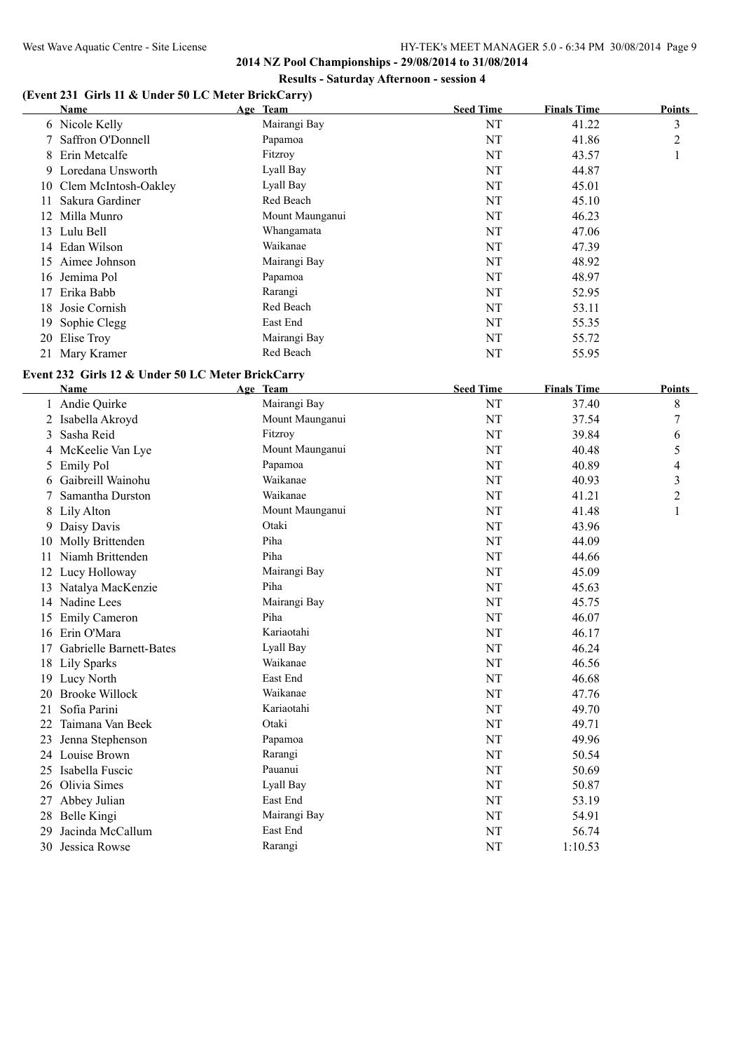**2014 NZ Pool Championships - 29/08/2014 to 31/08/2014**

**Results - Saturday Afternoon - session 4**

### (Event 231 Girls 11 & Under 50 LC Meter BrickCarry)

| | Name | Age | Team | Seed Time | Finals Time | Points |
|---|---|---|---|---|---|---|
| 6 | Nicole Kelly | | Mairangi Bay | NT | 41.22 | 3 |
| 7 | Saffron O'Donnell | | Papamoa | NT | 41.86 | 2 |
| 8 | Erin Metcalfe | | Fitzroy | NT | 43.57 | 1 |
| 9 | Loredana Unsworth | | Lyall Bay | NT | 44.87 | |
| 10 | Clem McIntosh-Oakley | | Lyall Bay | NT | 45.01 | |
| 11 | Sakura Gardiner | | Red Beach | NT | 45.10 | |
| 12 | Milla Munro | | Mount Maunganui | NT | 46.23 | |
| 13 | Lulu Bell | | Whangamata | NT | 47.06 | |
| 14 | Edan Wilson | | Waikanae | NT | 47.39 | |
| 15 | Aimee Johnson | | Mairangi Bay | NT | 48.92 | |
| 16 | Jemima Pol | | Papamoa | NT | 48.97 | |
| 17 | Erika Babb | | Rarangi | NT | 52.95 | |
| 18 | Josie Cornish | | Red Beach | NT | 53.11 | |
| 19 | Sophie Clegg | | East End | NT | 55.35 | |
| 20 | Elise Troy | | Mairangi Bay | NT | 55.72 | |
| 21 | Mary Kramer | | Red Beach | NT | 55.95 | |

### Event 232 Girls 12 & Under 50 LC Meter BrickCarry

| | Name | Age | Team | Seed Time | Finals Time | Points |
|---|---|---|---|---|---|---|
| 1 | Andie Quirke | | Mairangi Bay | NT | 37.40 | 8 |
| 2 | Isabella Akroyd | | Mount Maunganui | NT | 37.54 | 7 |
| 3 | Sasha Reid | | Fitzroy | NT | 39.84 | 6 |
| 4 | McKeelie Van Lye | | Mount Maunganui | NT | 40.48 | 5 |
| 5 | Emily Pol | | Papamoa | NT | 40.89 | 4 |
| 6 | Gaibreill Wainohu | | Waikanae | NT | 40.93 | 3 |
| 7 | Samantha Durston | | Waikanae | NT | 41.21 | 2 |
| 8 | Lily Alton | | Mount Maunganui | NT | 41.48 | 1 |
| 9 | Daisy Davis | | Otaki | NT | 43.96 | |
| 10 | Molly Brittenden | | Piha | NT | 44.09 | |
| 11 | Niamh Brittenden | | Piha | NT | 44.66 | |
| 12 | Lucy Holloway | | Mairangi Bay | NT | 45.09 | |
| 13 | Natalya MacKenzie | | Piha | NT | 45.63 | |
| 14 | Nadine Lees | | Mairangi Bay | NT | 45.75 | |
| 15 | Emily Cameron | | Piha | NT | 46.07 | |
| 16 | Erin O'Mara | | Kariaotahi | NT | 46.17 | |
| 17 | Gabrielle Barnett-Bates | | Lyall Bay | NT | 46.24 | |
| 18 | Lily Sparks | | Waikanae | NT | 46.56 | |
| 19 | Lucy North | | East End | NT | 46.68 | |
| 20 | Brooke Willock | | Waikanae | NT | 47.76 | |
| 21 | Sofia Parini | | Kariaotahi | NT | 49.70 | |
| 22 | Taimana Van Beek | | Otaki | NT | 49.71 | |
| 23 | Jenna Stephenson | | Papamoa | NT | 49.96 | |
| 24 | Louise Brown | | Rarangi | NT | 50.54 | |
| 25 | Isabella Fuscic | | Pauanui | NT | 50.69 | |
| 26 | Olivia Simes | | Lyall Bay | NT | 50.87 | |
| 27 | Abbey Julian | | East End | NT | 53.19 | |
| 28 | Belle Kingi | | Mairangi Bay | NT | 54.91 | |
| 29 | Jacinda McCallum | | East End | NT | 56.74 | |
| 30 | Jessica Rowse | | Rarangi | NT | 1:10.53 | |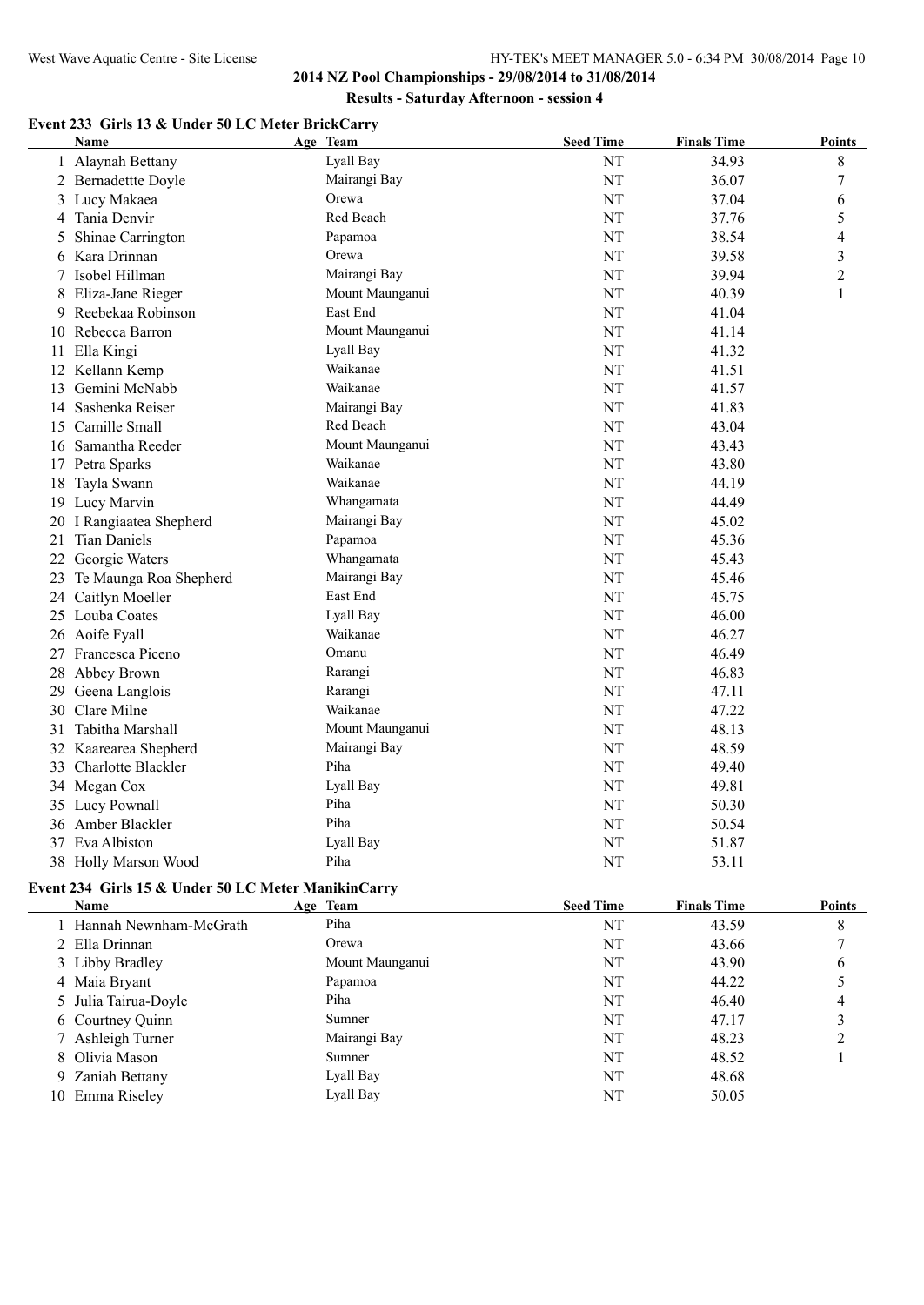**2014 NZ Pool Championships - 29/08/2014 to 31/08/2014**

**Results - Saturday Afternoon - session 4**

### Event 233 Girls 13 & Under 50 LC Meter BrickCarry

| | Name | Age | Team | Seed Time | Finals Time | Points |
|---|---|---|---|---|---|---|
| 1 | Alaynah Bettany | | Lyall Bay | NT | 34.93 | 8 |
| 2 | Bernadettte Doyle | | Mairangi Bay | NT | 36.07 | 7 |
| 3 | Lucy Makaea | | Orewa | NT | 37.04 | 6 |
| 4 | Tania Denvir | | Red Beach | NT | 37.76 | 5 |
| 5 | Shinae Carrington | | Papamoa | NT | 38.54 | 4 |
| 6 | Kara Drinnan | | Orewa | NT | 39.58 | 3 |
| 7 | Isobel Hillman | | Mairangi Bay | NT | 39.94 | 2 |
| 8 | Eliza-Jane Rieger | | Mount Maunganui | NT | 40.39 | 1 |
| 9 | Reebekaa Robinson | | East End | NT | 41.04 | |
| 10 | Rebecca Barron | | Mount Maunganui | NT | 41.14 | |
| 11 | Ella Kingi | | Lyall Bay | NT | 41.32 | |
| 12 | Kellann Kemp | | Waikanae | NT | 41.51 | |
| 13 | Gemini McNabb | | Waikanae | NT | 41.57 | |
| 14 | Sashenka Reiser | | Mairangi Bay | NT | 41.83 | |
| 15 | Camille Small | | Red Beach | NT | 43.04 | |
| 16 | Samantha Reeder | | Mount Maunganui | NT | 43.43 | |
| 17 | Petra Sparks | | Waikanae | NT | 43.80 | |
| 18 | Tayla Swann | | Waikanae | NT | 44.19 | |
| 19 | Lucy Marvin | | Whangamata | NT | 44.49 | |
| 20 | I Rangiaatea Shepherd | | Mairangi Bay | NT | 45.02 | |
| 21 | Tian Daniels | | Papamoa | NT | 45.36 | |
| 22 | Georgie Waters | | Whangamata | NT | 45.43 | |
| 23 | Te Maunga Roa Shepherd | | Mairangi Bay | NT | 45.46 | |
| 24 | Caitlyn Moeller | | East End | NT | 45.75 | |
| 25 | Louba Coates | | Lyall Bay | NT | 46.00 | |
| 26 | Aoife Fyall | | Waikanae | NT | 46.27 | |
| 27 | Francesca Piceno | | Omanu | NT | 46.49 | |
| 28 | Abbey Brown | | Rarangi | NT | 46.83 | |
| 29 | Geena Langlois | | Rarangi | NT | 47.11 | |
| 30 | Clare Milne | | Waikanae | NT | 47.22 | |
| 31 | Tabitha Marshall | | Mount Maunganui | NT | 48.13 | |
| 32 | Kaarearea Shepherd | | Mairangi Bay | NT | 48.59 | |
| 33 | Charlotte Blackler | | Piha | NT | 49.40 | |
| 34 | Megan Cox | | Lyall Bay | NT | 49.81 | |
| 35 | Lucy Pownall | | Piha | NT | 50.30 | |
| 36 | Amber Blackler | | Piha | NT | 50.54 | |
| 37 | Eva Albiston | | Lyall Bay | NT | 51.87 | |
| 38 | Holly Marson Wood | | Piha | NT | 53.11 | |

### Event 234 Girls 15 & Under 50 LC Meter ManikinCarry

| | Name | Age | Team | Seed Time | Finals Time | Points |
|---|---|---|---|---|---|---|
| 1 | Hannah Newnham-McGrath | | Piha | NT | 43.59 | 8 |
| 2 | Ella Drinnan | | Orewa | NT | 43.66 | 7 |
| 3 | Libby Bradley | | Mount Maunganui | NT | 43.90 | 6 |
| 4 | Maia Bryant | | Papamoa | NT | 44.22 | 5 |
| 5 | Julia Tairua-Doyle | | Piha | NT | 46.40 | 4 |
| 6 | Courtney Quinn | | Sumner | NT | 47.17 | 3 |
| 7 | Ashleigh Turner | | Mairangi Bay | NT | 48.23 | 2 |
| 8 | Olivia Mason | | Sumner | NT | 48.52 | 1 |
| 9 | Zaniah Bettany | | Lyall Bay | NT | 48.68 | |
| 10 | Emma Riseley | | Lyall Bay | NT | 50.05 | |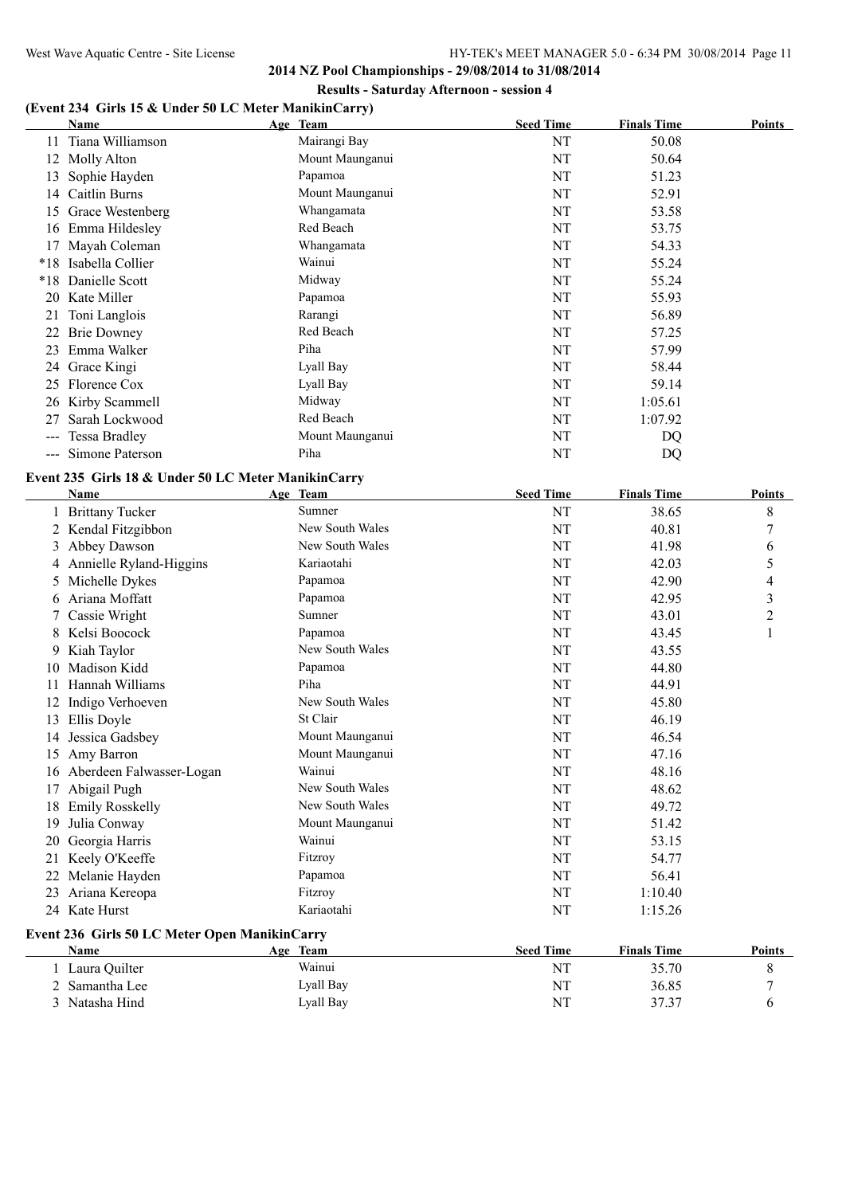## 2014 NZ Pool Championships - 29/08/2014 to 31/08/2014

### Results - Saturday Afternoon - session 4

### (Event 234 Girls 15 & Under 50 LC Meter ManikinCarry)

| | Name | Age | Team | Seed Time | Finals Time | Points |
|---|---|---|---|---|---|---|
| 11 | Tiana Williamson | | Mairangi Bay | NT | 50.08 | |
| 12 | Molly Alton | | Mount Maunganui | NT | 50.64 | |
| 13 | Sophie Hayden | | Papamoa | NT | 51.23 | |
| 14 | Caitlin Burns | | Mount Maunganui | NT | 52.91 | |
| 15 | Grace Westenberg | | Whangamata | NT | 53.58 | |
| 16 | Emma Hildesley | | Red Beach | NT | 53.75 | |
| 17 | Mayah Coleman | | Whangamata | NT | 54.33 | |
| *18 | Isabella Collier | | Wainui | NT | 55.24 | |
| *18 | Danielle Scott | | Midway | NT | 55.24 | |
| 20 | Kate Miller | | Papamoa | NT | 55.93 | |
| 21 | Toni Langlois | | Rarangi | NT | 56.89 | |
| 22 | Brie Downey | | Red Beach | NT | 57.25 | |
| 23 | Emma Walker | | Piha | NT | 57.99 | |
| 24 | Grace Kingi | | Lyall Bay | NT | 58.44 | |
| 25 | Florence Cox | | Lyall Bay | NT | 59.14 | |
| 26 | Kirby Scammell | | Midway | NT | 1:05.61 | |
| 27 | Sarah Lockwood | | Red Beach | NT | 1:07.92 | |
| --- | Tessa Bradley | | Mount Maunganui | NT | DQ | |
| --- | Simone Paterson | | Piha | NT | DQ | |

### Event 235 Girls 18 & Under 50 LC Meter ManikinCarry

| | Name | Age | Team | Seed Time | Finals Time | Points |
|---|---|---|---|---|---|---|
| 1 | Brittany Tucker | | Sumner | NT | 38.65 | 8 |
| 2 | Kendal Fitzgibbon | | New South Wales | NT | 40.81 | 7 |
| 3 | Abbey Dawson | | New South Wales | NT | 41.98 | 6 |
| 4 | Annielle Ryland-Higgins | | Kariaotahi | NT | 42.03 | 5 |
| 5 | Michelle Dykes | | Papamoa | NT | 42.90 | 4 |
| 6 | Ariana Moffatt | | Papamoa | NT | 42.95 | 3 |
| 7 | Cassie Wright | | Sumner | NT | 43.01 | 2 |
| 8 | Kelsi Boocock | | Papamoa | NT | 43.45 | 1 |
| 9 | Kiah Taylor | | New South Wales | NT | 43.55 | |
| 10 | Madison Kidd | | Papamoa | NT | 44.80 | |
| 11 | Hannah Williams | | Piha | NT | 44.91 | |
| 12 | Indigo Verhoeven | | New South Wales | NT | 45.80 | |
| 13 | Ellis Doyle | | St Clair | NT | 46.19 | |
| 14 | Jessica Gadsbey | | Mount Maunganui | NT | 46.54 | |
| 15 | Amy Barron | | Mount Maunganui | NT | 47.16 | |
| 16 | Aberdeen Falwasser-Logan | | Wainui | NT | 48.16 | |
| 17 | Abigail Pugh | | New South Wales | NT | 48.62 | |
| 18 | Emily Rosskelly | | New South Wales | NT | 49.72 | |
| 19 | Julia Conway | | Mount Maunganui | NT | 51.42 | |
| 20 | Georgia Harris | | Wainui | NT | 53.15 | |
| 21 | Keely O'Keeffe | | Fitzroy | NT | 54.77 | |
| 22 | Melanie Hayden | | Papamoa | NT | 56.41 | |
| 23 | Ariana Kereopa | | Fitzroy | NT | 1:10.40 | |
| 24 | Kate Hurst | | Kariaotahi | NT | 1:15.26 | |

### Event 236 Girls 50 LC Meter Open ManikinCarry

| | Name | Age | Team | Seed Time | Finals Time | Points |
|---|---|---|---|---|---|---|
| 1 | Laura Quilter | | Wainui | NT | 35.70 | 8 |
| 2 | Samantha Lee | | Lyall Bay | NT | 36.85 | 7 |
| 3 | Natasha Hind | | Lyall Bay | NT | 37.37 | 6 |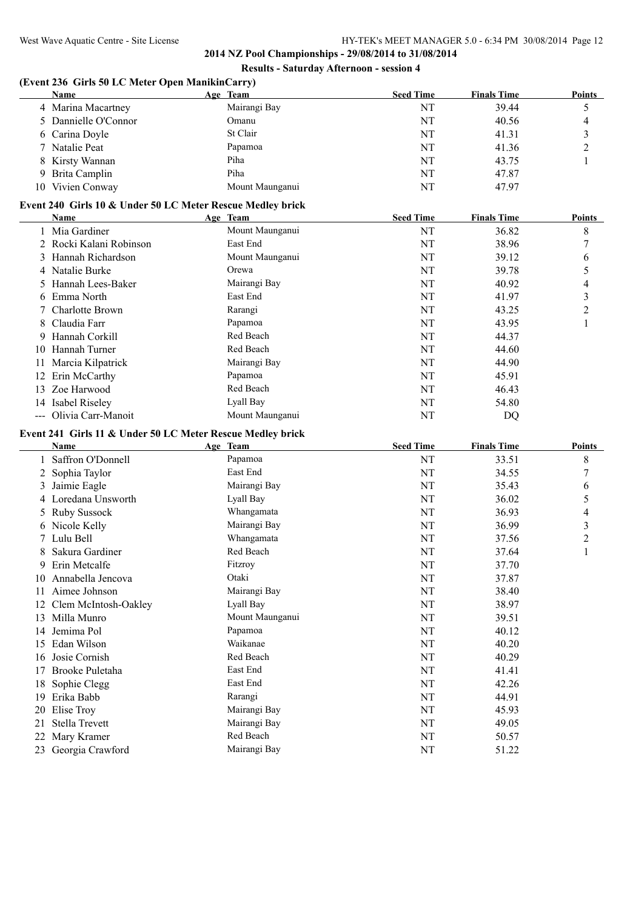## 2014 NZ Pool Championships - 29/08/2014 to 31/08/2014

### Results - Saturday Afternoon - session 4

### (Event 236 Girls 50 LC Meter Open ManikinCarry)

| | Name | Age | Team | Seed Time | Finals Time | Points |
|---|---|---|---|---|---|---|
| 4 | Marina Macartney | | Mairangi Bay | NT | 39.44 | 5 |
| 5 | Dannielle O'Connor | | Omanu | NT | 40.56 | 4 |
| 6 | Carina Doyle | | St Clair | NT | 41.31 | 3 |
| 7 | Natalie Peat | | Papamoa | NT | 41.36 | 2 |
| 8 | Kirsty Wannan | | Piha | NT | 43.75 | 1 |
| 9 | Brita Camplin | | Piha | NT | 47.87 | |
| 10 | Vivien Conway | | Mount Maunganui | NT | 47.97 | |

### Event 240 Girls 10 & Under 50 LC Meter Rescue Medley brick

| | Name | Age | Team | Seed Time | Finals Time | Points |
|---|---|---|---|---|---|---|
| 1 | Mia Gardiner | | Mount Maunganui | NT | 36.82 | 8 |
| 2 | Rocki Kalani Robinson | | East End | NT | 38.96 | 7 |
| 3 | Hannah Richardson | | Mount Maunganui | NT | 39.12 | 6 |
| 4 | Natalie Burke | | Orewa | NT | 39.78 | 5 |
| 5 | Hannah Lees-Baker | | Mairangi Bay | NT | 40.92 | 4 |
| 6 | Emma North | | East End | NT | 41.97 | 3 |
| 7 | Charlotte Brown | | Rarangi | NT | 43.25 | 2 |
| 8 | Claudia Farr | | Papamoa | NT | 43.95 | 1 |
| 9 | Hannah Corkill | | Red Beach | NT | 44.37 | |
| 10 | Hannah Turner | | Red Beach | NT | 44.60 | |
| 11 | Marcia Kilpatrick | | Mairangi Bay | NT | 44.90 | |
| 12 | Erin McCarthy | | Papamoa | NT | 45.91 | |
| 13 | Zoe Harwood | | Red Beach | NT | 46.43 | |
| 14 | Isabel Riseley | | Lyall Bay | NT | 54.80 | |
| --- | Olivia Carr-Manoit | | Mount Maunganui | NT | DQ | |

### Event 241 Girls 11 & Under 50 LC Meter Rescue Medley brick

| | Name | Age | Team | Seed Time | Finals Time | Points |
|---|---|---|---|---|---|---|
| 1 | Saffron O'Donnell | | Papamoa | NT | 33.51 | 8 |
| 2 | Sophia Taylor | | East End | NT | 34.55 | 7 |
| 3 | Jaimie Eagle | | Mairangi Bay | NT | 35.43 | 6 |
| 4 | Loredana Unsworth | | Lyall Bay | NT | 36.02 | 5 |
| 5 | Ruby Sussock | | Whangamata | NT | 36.93 | 4 |
| 6 | Nicole Kelly | | Mairangi Bay | NT | 36.99 | 3 |
| 7 | Lulu Bell | | Whangamata | NT | 37.56 | 2 |
| 8 | Sakura Gardiner | | Red Beach | NT | 37.64 | 1 |
| 9 | Erin Metcalfe | | Fitzroy | NT | 37.70 | |
| 10 | Annabella Jencova | | Otaki | NT | 37.87 | |
| 11 | Aimee Johnson | | Mairangi Bay | NT | 38.40 | |
| 12 | Clem McIntosh-Oakley | | Lyall Bay | NT | 38.97 | |
| 13 | Milla Munro | | Mount Maunganui | NT | 39.51 | |
| 14 | Jemima Pol | | Papamoa | NT | 40.12 | |
| 15 | Edan Wilson | | Waikanae | NT | 40.20 | |
| 16 | Josie Cornish | | Red Beach | NT | 40.29 | |
| 17 | Brooke Puletaha | | East End | NT | 41.41 | |
| 18 | Sophie Clegg | | East End | NT | 42.26 | |
| 19 | Erika Babb | | Rarangi | NT | 44.91 | |
| 20 | Elise Troy | | Mairangi Bay | NT | 45.93 | |
| 21 | Stella Trevett | | Mairangi Bay | NT | 49.05 | |
| 22 | Mary Kramer | | Red Beach | NT | 50.57 | |
| 23 | Georgia Crawford | | Mairangi Bay | NT | 51.22 | |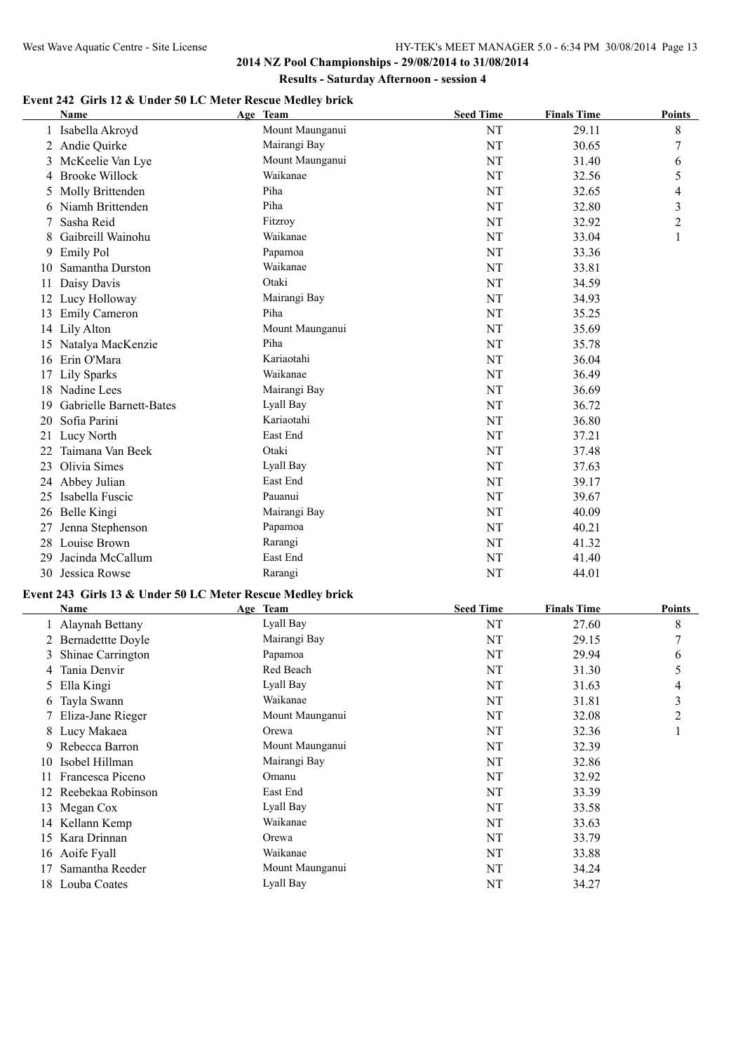**2014 NZ Pool Championships - 29/08/2014 to 31/08/2014**

**Results - Saturday Afternoon - session 4**

### Event 242 Girls 12 & Under 50 LC Meter Rescue Medley brick

| | Name | Age | Team | Seed Time | Finals Time | Points |
|---|---|---|---|---|---|---|
| 1 | Isabella Akroyd | | Mount Maunganui | NT | 29.11 | 8 |
| 2 | Andie Quirke | | Mairangi Bay | NT | 30.65 | 7 |
| 3 | McKeelie Van Lye | | Mount Maunganui | NT | 31.40 | 6 |
| 4 | Brooke Willock | | Waikanae | NT | 32.56 | 5 |
| 5 | Molly Brittenden | | Piha | NT | 32.65 | 4 |
| 6 | Niamh Brittenden | | Piha | NT | 32.80 | 3 |
| 7 | Sasha Reid | | Fitzroy | NT | 32.92 | 2 |
| 8 | Gaibreill Wainohu | | Waikanae | NT | 33.04 | 1 |
| 9 | Emily Pol | | Papamoa | NT | 33.36 | |
| 10 | Samantha Durston | | Waikanae | NT | 33.81 | |
| 11 | Daisy Davis | | Otaki | NT | 34.59 | |
| 12 | Lucy Holloway | | Mairangi Bay | NT | 34.93 | |
| 13 | Emily Cameron | | Piha | NT | 35.25 | |
| 14 | Lily Alton | | Mount Maunganui | NT | 35.69 | |
| 15 | Natalya MacKenzie | | Piha | NT | 35.78 | |
| 16 | Erin O'Mara | | Kariaotahi | NT | 36.04 | |
| 17 | Lily Sparks | | Waikanae | NT | 36.49 | |
| 18 | Nadine Lees | | Mairangi Bay | NT | 36.69 | |
| 19 | Gabrielle Barnett-Bates | | Lyall Bay | NT | 36.72 | |
| 20 | Sofia Parini | | Kariaotahi | NT | 36.80 | |
| 21 | Lucy North | | East End | NT | 37.21 | |
| 22 | Taimana Van Beek | | Otaki | NT | 37.48 | |
| 23 | Olivia Simes | | Lyall Bay | NT | 37.63 | |
| 24 | Abbey Julian | | East End | NT | 39.17 | |
| 25 | Isabella Fuscic | | Pauanui | NT | 39.67 | |
| 26 | Belle Kingi | | Mairangi Bay | NT | 40.09 | |
| 27 | Jenna Stephenson | | Papamoa | NT | 40.21 | |
| 28 | Louise Brown | | Rarangi | NT | 41.32 | |
| 29 | Jacinda McCallum | | East End | NT | 41.40 | |
| 30 | Jessica Rowse | | Rarangi | NT | 44.01 | |

### Event 243 Girls 13 & Under 50 LC Meter Rescue Medley brick

| | Name | Age | Team | Seed Time | Finals Time | Points |
|---|---|---|---|---|---|---|
| 1 | Alaynah Bettany | | Lyall Bay | NT | 27.60 | 8 |
| 2 | Bernadettte Doyle | | Mairangi Bay | NT | 29.15 | 7 |
| 3 | Shinae Carrington | | Papamoa | NT | 29.94 | 6 |
| 4 | Tania Denvir | | Red Beach | NT | 31.30 | 5 |
| 5 | Ella Kingi | | Lyall Bay | NT | 31.63 | 4 |
| 6 | Tayla Swann | | Waikanae | NT | 31.81 | 3 |
| 7 | Eliza-Jane Rieger | | Mount Maunganui | NT | 32.08 | 2 |
| 8 | Lucy Makaea | | Orewa | NT | 32.36 | 1 |
| 9 | Rebecca Barron | | Mount Maunganui | NT | 32.39 | |
| 10 | Isobel Hillman | | Mairangi Bay | NT | 32.86 | |
| 11 | Francesca Piceno | | Omanu | NT | 32.92 | |
| 12 | Reebekaa Robinson | | East End | NT | 33.39 | |
| 13 | Megan Cox | | Lyall Bay | NT | 33.58 | |
| 14 | Kellann Kemp | | Waikanae | NT | 33.63 | |
| 15 | Kara Drinnan | | Orewa | NT | 33.79 | |
| 16 | Aoife Fyall | | Waikanae | NT | 33.88 | |
| 17 | Samantha Reeder | | Mount Maunganui | NT | 34.24 | |
| 18 | Louba Coates | | Lyall Bay | NT | 34.27 | |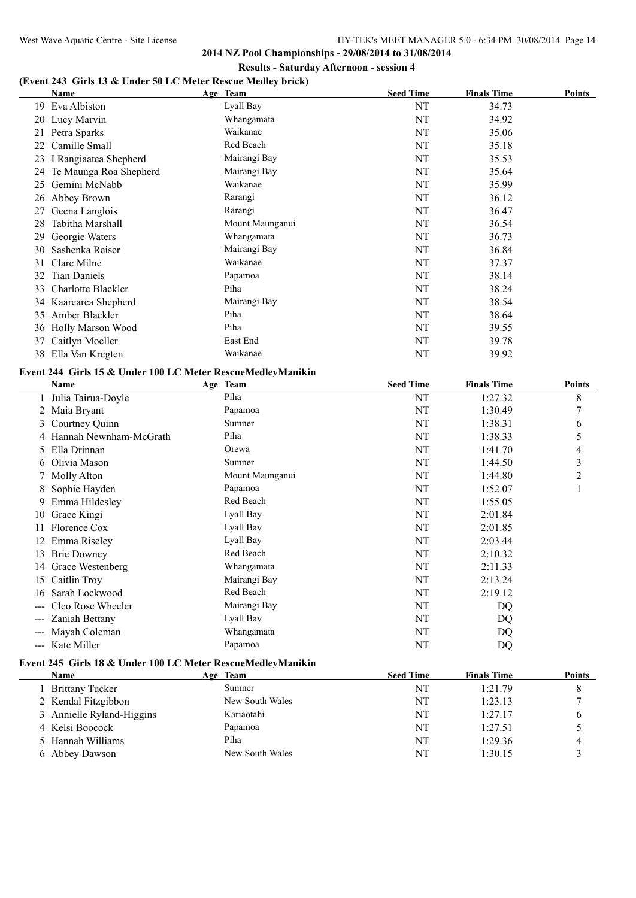**2014 NZ Pool Championships - 29/08/2014 to 31/08/2014**

**Results - Saturday Afternoon - session 4**

### (Event 243 Girls 13 & Under 50 LC Meter Rescue Medley brick)

| | Name | Age | Team | Seed Time | Finals Time | Points |
|---|---|---|---|---|---|---|
| 19 | Eva Albiston | | Lyall Bay | NT | 34.73 | |
| 20 | Lucy Marvin | | Whangamata | NT | 34.92 | |
| 21 | Petra Sparks | | Waikanae | NT | 35.06 | |
| 22 | Camille Small | | Red Beach | NT | 35.18 | |
| 23 | I Rangiaatea Shepherd | | Mairangi Bay | NT | 35.53 | |
| 24 | Te Maunga Roa Shepherd | | Mairangi Bay | NT | 35.64 | |
| 25 | Gemini McNabb | | Waikanae | NT | 35.99 | |
| 26 | Abbey Brown | | Rarangi | NT | 36.12 | |
| 27 | Geena Langlois | | Rarangi | NT | 36.47 | |
| 28 | Tabitha Marshall | | Mount Maunganui | NT | 36.54 | |
| 29 | Georgie Waters | | Whangamata | NT | 36.73 | |
| 30 | Sashenka Reiser | | Mairangi Bay | NT | 36.84 | |
| 31 | Clare Milne | | Waikanae | NT | 37.37 | |
| 32 | Tian Daniels | | Papamoa | NT | 38.14 | |
| 33 | Charlotte Blackler | | Piha | NT | 38.24 | |
| 34 | Kaarearea Shepherd | | Mairangi Bay | NT | 38.54 | |
| 35 | Amber Blackler | | Piha | NT | 38.64 | |
| 36 | Holly Marson Wood | | Piha | NT | 39.55 | |
| 37 | Caitlyn Moeller | | East End | NT | 39.78 | |
| 38 | Ella Van Kregten | | Waikanae | NT | 39.92 | |

### Event 244 Girls 15 & Under 100 LC Meter RescueMedleyManikin

| | Name | Age | Team | Seed Time | Finals Time | Points |
|---|---|---|---|---|---|---|
| 1 | Julia Tairua-Doyle | | Piha | NT | 1:27.32 | 8 |
| 2 | Maia Bryant | | Papamoa | NT | 1:30.49 | 7 |
| 3 | Courtney Quinn | | Sumner | NT | 1:38.31 | 6 |
| 4 | Hannah Newnham-McGrath | | Piha | NT | 1:38.33 | 5 |
| 5 | Ella Drinnan | | Orewa | NT | 1:41.70 | 4 |
| 6 | Olivia Mason | | Sumner | NT | 1:44.50 | 3 |
| 7 | Molly Alton | | Mount Maunganui | NT | 1:44.80 | 2 |
| 8 | Sophie Hayden | | Papamoa | NT | 1:52.07 | 1 |
| 9 | Emma Hildesley | | Red Beach | NT | 1:55.05 | |
| 10 | Grace Kingi | | Lyall Bay | NT | 2:01.84 | |
| 11 | Florence Cox | | Lyall Bay | NT | 2:01.85 | |
| 12 | Emma Riseley | | Lyall Bay | NT | 2:03.44 | |
| 13 | Brie Downey | | Red Beach | NT | 2:10.32 | |
| 14 | Grace Westenberg | | Whangamata | NT | 2:11.33 | |
| 15 | Caitlin Troy | | Mairangi Bay | NT | 2:13.24 | |
| 16 | Sarah Lockwood | | Red Beach | NT | 2:19.12 | |
| --- | Cleo Rose Wheeler | | Mairangi Bay | NT | DQ | |
| --- | Zaniah Bettany | | Lyall Bay | NT | DQ | |
| --- | Mayah Coleman | | Whangamata | NT | DQ | |
| --- | Kate Miller | | Papamoa | NT | DQ | |

### Event 245 Girls 18 & Under 100 LC Meter RescueMedleyManikin

| | Name | Age | Team | Seed Time | Finals Time | Points |
|---|---|---|---|---|---|---|
| 1 | Brittany Tucker | | Sumner | NT | 1:21.79 | 8 |
| 2 | Kendal Fitzgibbon | | New South Wales | NT | 1:23.13 | 7 |
| 3 | Annielle Ryland-Higgins | | Kariaotahi | NT | 1:27.17 | 6 |
| 4 | Kelsi Boocock | | Papamoa | NT | 1:27.51 | 5 |
| 5 | Hannah Williams | | Piha | NT | 1:29.36 | 4 |
| 6 | Abbey Dawson | | New South Wales | NT | 1:30.15 | 3 |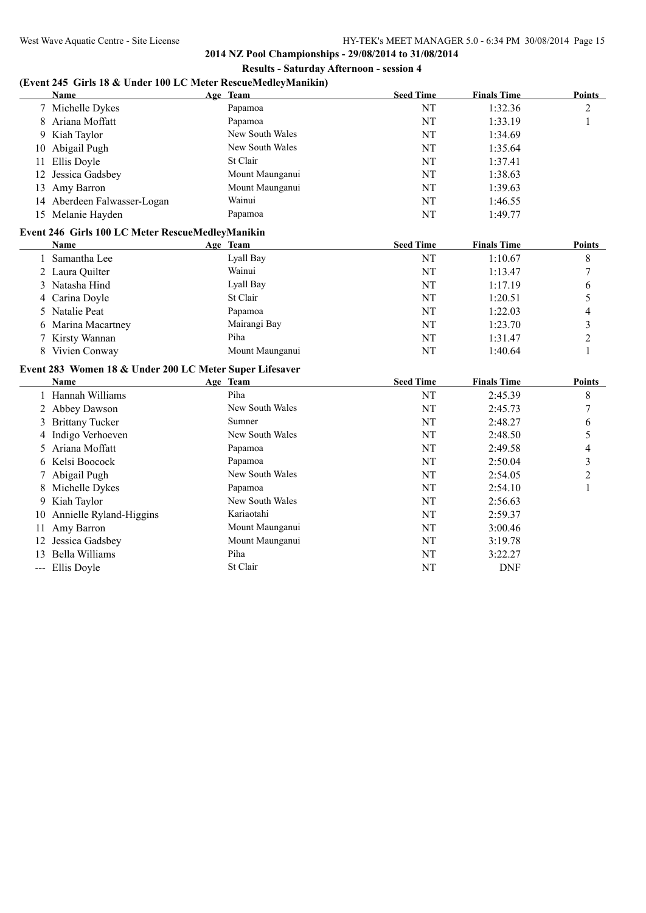**2014 NZ Pool Championships - 29/08/2014 to 31/08/2014**

**Results - Saturday Afternoon - session 4**

### (Event 245 Girls 18 & Under 100 LC Meter RescueMedleyManikin)

| | Name | Age | Team | Seed Time | Finals Time | Points |
|---|---|---|---|---|---|---|
| 7 | Michelle Dykes | | Papamoa | NT | 1:32.36 | 2 |
| 8 | Ariana Moffatt | | Papamoa | NT | 1:33.19 | 1 |
| 9 | Kiah Taylor | | New South Wales | NT | 1:34.69 | |
| 10 | Abigail Pugh | | New South Wales | NT | 1:35.64 | |
| 11 | Ellis Doyle | | St Clair | NT | 1:37.41 | |
| 12 | Jessica Gadsbey | | Mount Maunganui | NT | 1:38.63 | |
| 13 | Amy Barron | | Mount Maunganui | NT | 1:39.63 | |
| 14 | Aberdeen Falwasser-Logan | | Wainui | NT | 1:46.55 | |
| 15 | Melanie Hayden | | Papamoa | NT | 1:49.77 | |

### Event 246 Girls 100 LC Meter RescueMedleyManikin

| | Name | Age | Team | Seed Time | Finals Time | Points |
|---|---|---|---|---|---|---|
| 1 | Samantha Lee | | Lyall Bay | NT | 1:10.67 | 8 |
| 2 | Laura Quilter | | Wainui | NT | 1:13.47 | 7 |
| 3 | Natasha Hind | | Lyall Bay | NT | 1:17.19 | 6 |
| 4 | Carina Doyle | | St Clair | NT | 1:20.51 | 5 |
| 5 | Natalie Peat | | Papamoa | NT | 1:22.03 | 4 |
| 6 | Marina Macartney | | Mairangi Bay | NT | 1:23.70 | 3 |
| 7 | Kirsty Wannan | | Piha | NT | 1:31.47 | 2 |
| 8 | Vivien Conway | | Mount Maunganui | NT | 1:40.64 | 1 |

### Event 283 Women 18 & Under 200 LC Meter Super Lifesaver

| | Name | Age | Team | Seed Time | Finals Time | Points |
|---|---|---|---|---|---|---|
| 1 | Hannah Williams | | Piha | NT | 2:45.39 | 8 |
| 2 | Abbey Dawson | | New South Wales | NT | 2:45.73 | 7 |
| 3 | Brittany Tucker | | Sumner | NT | 2:48.27 | 6 |
| 4 | Indigo Verhoeven | | New South Wales | NT | 2:48.50 | 5 |
| 5 | Ariana Moffatt | | Papamoa | NT | 2:49.58 | 4 |
| 6 | Kelsi Boocock | | Papamoa | NT | 2:50.04 | 3 |
| 7 | Abigail Pugh | | New South Wales | NT | 2:54.05 | 2 |
| 8 | Michelle Dykes | | Papamoa | NT | 2:54.10 | 1 |
| 9 | Kiah Taylor | | New South Wales | NT | 2:56.63 | |
| 10 | Annielle Ryland-Higgins | | Kariaotahi | NT | 2:59.37 | |
| 11 | Amy Barron | | Mount Maunganui | NT | 3:00.46 | |
| 12 | Jessica Gadsbey | | Mount Maunganui | NT | 3:19.78 | |
| 13 | Bella Williams | | Piha | NT | 3:22.27 | |
| --- | Ellis Doyle | | St Clair | NT | DNF | |